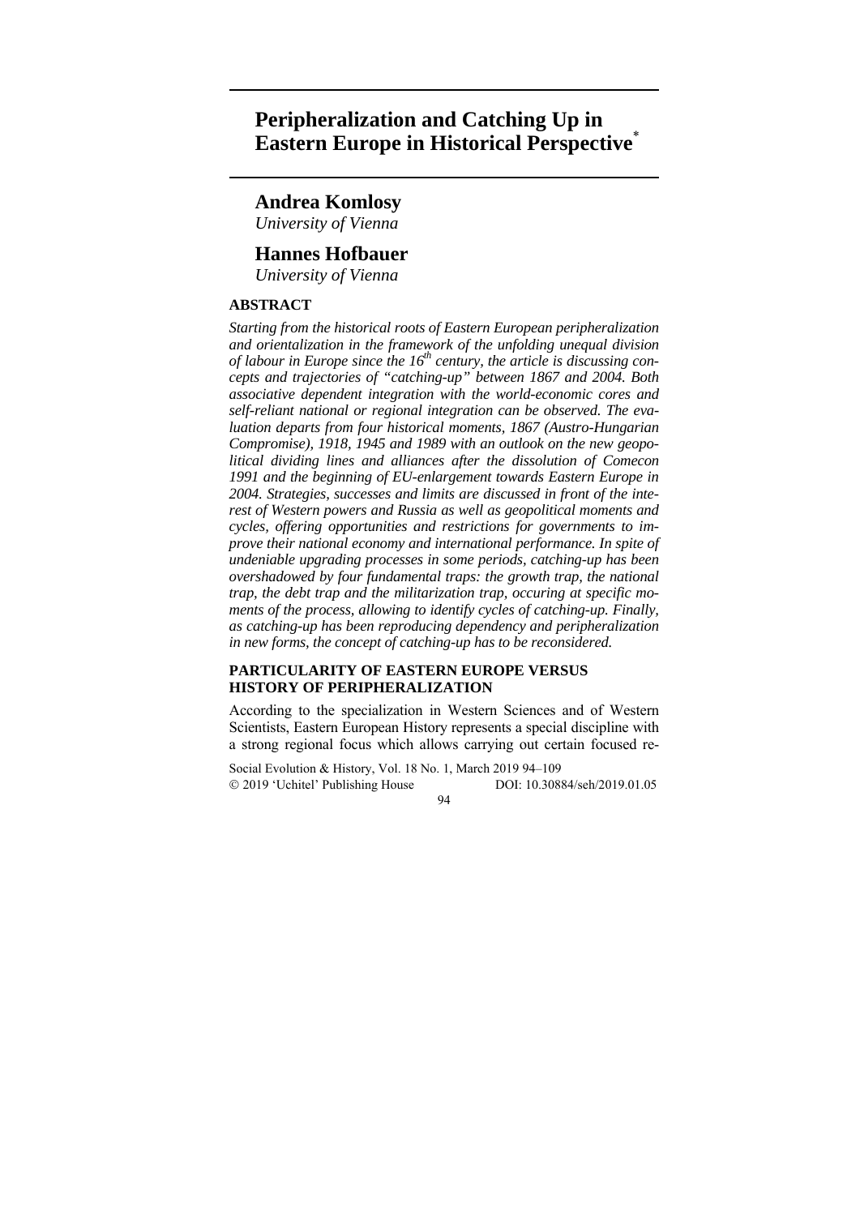# Peripheralization and Catching Up in Eastern Europe in Historical Perspective*

**Andrea Komlosy**
*University of Vienna*

**Hannes Hofbauer**
*University of Vienna*

## ABSTRACT

***Starting from the historical roots of Eastern European peripheralization and orientalization in the framework of the unfolding unequal division of labour in Europe since the 16th century, the article is discussing concepts and trajectories of "catching-up" between 1867 and 2004. Both associative dependent integration with the world-economic cores and self-reliant national or regional integration can be observed. The evaluation departs from four historical moments, 1867 (Austro-Hungarian Compromise), 1918, 1945 and 1989 with an outlook on the new geopolitical dividing lines and alliances after the dissolution of Comecon 1991 and the beginning of EU-enlargement towards Eastern Europe in 2004. Strategies, successes and limits are discussed in front of the interest of Western powers and Russia as well as geopolitical moments and cycles, offering opportunities and restrictions for governments to improve their national economy and international performance. In spite of undeniable upgrading processes in some periods, catching-up has been overshadowed by four fundamental traps: the growth trap, the national trap, the debt trap and the militarization trap, occuring at specific moments of the process, allowing to identify cycles of catching-up. Finally, as catching-up has been reproducing dependency and peripheralization in new forms, the concept of catching-up has to be reconsidered.***

## PARTICULARITY OF EASTERN EUROPE VERSUS HISTORY OF PERIPHERALIZATION

According to the specialization in Western Sciences and of Western Scientists, Eastern European History represents a special discipline with a strong regional focus which allows carrying out certain focused re-

Social Evolution & History, Vol. 18 No. 1, March 2019 94–109
© 2019 'Uchitel' Publishing House DOI: 10.30884/seh/2019.01.05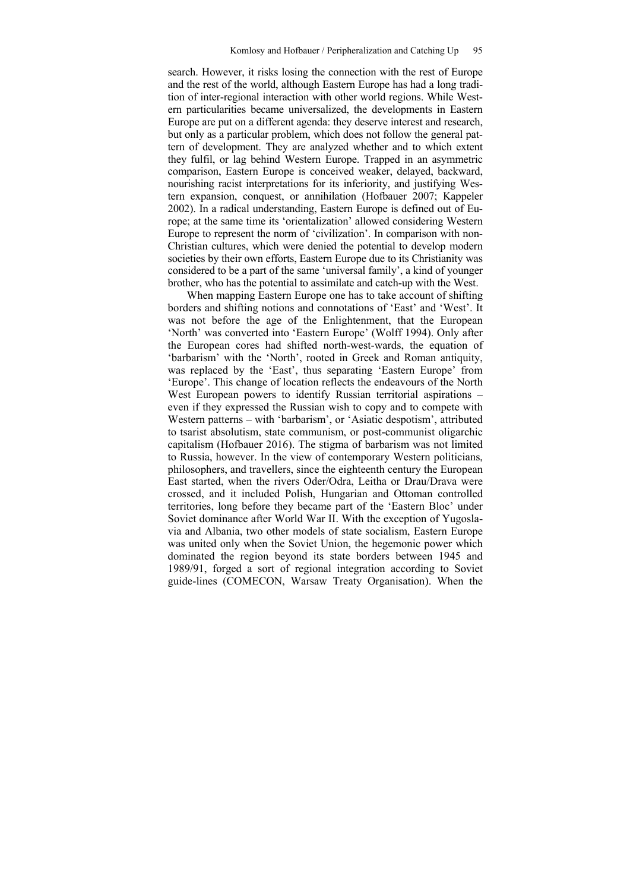search. However, it risks losing the connection with the rest of Europe and the rest of the world, although Eastern Europe has had a long tradition of inter-regional interaction with other world regions. While Western particularities became universalized, the developments in Eastern Europe are put on a different agenda: they deserve interest and research, but only as a particular problem, which does not follow the general pattern of development. They are analyzed whether and to which extent they fulfil, or lag behind Western Europe. Trapped in an asymmetric comparison, Eastern Europe is conceived weaker, delayed, backward, nourishing racist interpretations for its inferiority, and justifying Western expansion, conquest, or annihilation (Hofbauer 2007; Kappeler 2002). In a radical understanding, Eastern Europe is defined out of Europe; at the same time its 'orientalization' allowed considering Western Europe to represent the norm of 'civilization'. In comparison with non-Christian cultures, which were denied the potential to develop modern societies by their own efforts, Eastern Europe due to its Christianity was considered to be a part of the same 'universal family', a kind of younger brother, who has the potential to assimilate and catch-up with the West.

When mapping Eastern Europe one has to take account of shifting borders and shifting notions and connotations of 'East' and 'West'. It was not before the age of the Enlightenment, that the European 'North' was converted into 'Eastern Europe' (Wolff 1994). Only after the European cores had shifted north-west-wards, the equation of 'barbarism' with the 'North', rooted in Greek and Roman antiquity, was replaced by the 'East', thus separating 'Eastern Europe' from 'Europe'. This change of location reflects the endeavours of the North West European powers to identify Russian territorial aspirations – even if they expressed the Russian wish to copy and to compete with Western patterns – with 'barbarism', or 'Asiatic despotism', attributed to tsarist absolutism, state communism, or post-communist oligarchic capitalism (Hofbauer 2016). The stigma of barbarism was not limited to Russia, however. In the view of contemporary Western politicians, philosophers, and travellers, since the eighteenth century the European East started, when the rivers Oder/Odra, Leitha or Drau/Drava were crossed, and it included Polish, Hungarian and Ottoman controlled territories, long before they became part of the 'Eastern Bloc' under Soviet dominance after World War II. With the exception of Yugoslavia and Albania, two other models of state socialism, Eastern Europe was united only when the Soviet Union, the hegemonic power which dominated the region beyond its state borders between 1945 and 1989/91, forged a sort of regional integration according to Soviet guide-lines (COMECON, Warsaw Treaty Organisation). When the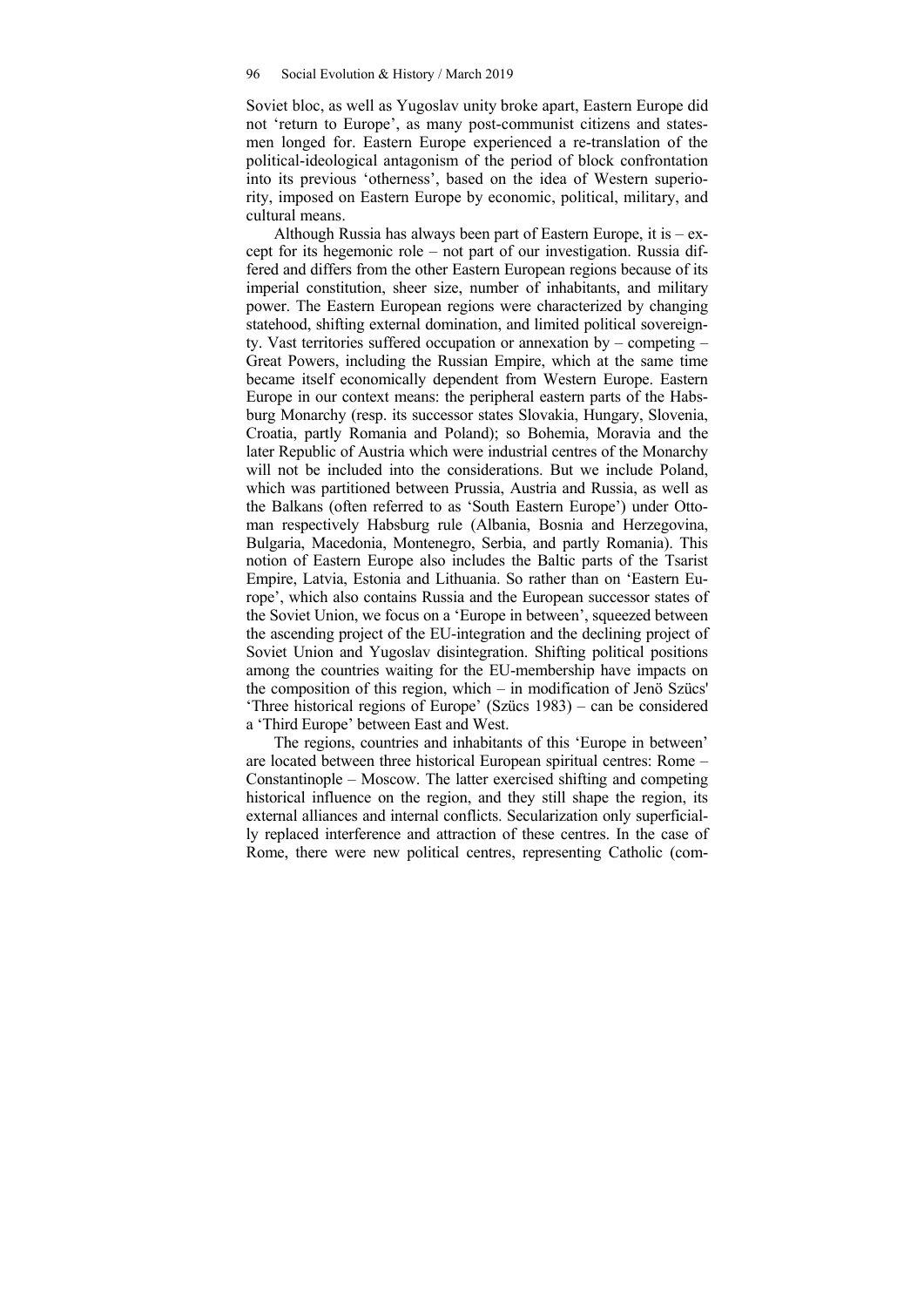Soviet bloc, as well as Yugoslav unity broke apart, Eastern Europe did not 'return to Europe', as many post-communist citizens and statesmen longed for. Eastern Europe experienced a re-translation of the political-ideological antagonism of the period of block confrontation into its previous 'otherness', based on the idea of Western superiority, imposed on Eastern Europe by economic, political, military, and cultural means.

Although Russia has always been part of Eastern Europe, it is – except for its hegemonic role – not part of our investigation. Russia differed and differs from the other Eastern European regions because of its imperial constitution, sheer size, number of inhabitants, and military power. The Eastern European regions were characterized by changing statehood, shifting external domination, and limited political sovereignty. Vast territories suffered occupation or annexation by – competing – Great Powers, including the Russian Empire, which at the same time became itself economically dependent from Western Europe. Eastern Europe in our context means: the peripheral eastern parts of the Habsburg Monarchy (resp. its successor states Slovakia, Hungary, Slovenia, Croatia, partly Romania and Poland); so Bohemia, Moravia and the later Republic of Austria which were industrial centres of the Monarchy will not be included into the considerations. But we include Poland, which was partitioned between Prussia, Austria and Russia, as well as the Balkans (often referred to as 'South Eastern Europe') under Ottoman respectively Habsburg rule (Albania, Bosnia and Herzegovina, Bulgaria, Macedonia, Montenegro, Serbia, and partly Romania). This notion of Eastern Europe also includes the Baltic parts of the Tsarist Empire, Latvia, Estonia and Lithuania. So rather than on 'Eastern Europe', which also contains Russia and the European successor states of the Soviet Union, we focus on a 'Europe in between', squeezed between the ascending project of the EU-integration and the declining project of Soviet Union and Yugoslav disintegration. Shifting political positions among the countries waiting for the EU-membership have impacts on the composition of this region, which – in modification of Jenö Szücs' 'Three historical regions of Europe' (Szücs 1983) – can be considered a 'Third Europe' between East and West.

The regions, countries and inhabitants of this 'Europe in between' are located between three historical European spiritual centres: Rome – Constantinople – Moscow. The latter exercised shifting and competing historical influence on the region, and they still shape the region, its external alliances and internal conflicts. Secularization only superficially replaced interference and attraction of these centres. In the case of Rome, there were new political centres, representing Catholic (com-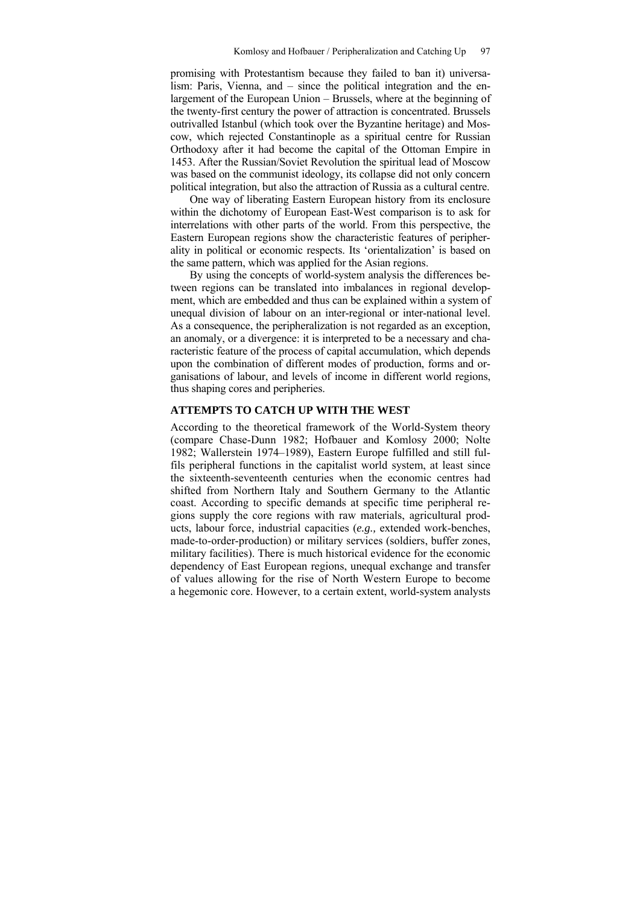promising with Protestantism because they failed to ban it) universalism: Paris, Vienna, and – since the political integration and the enlargement of the European Union – Brussels, where at the beginning of the twenty-first century the power of attraction is concentrated. Brussels outrivalled Istanbul (which took over the Byzantine heritage) and Moscow, which rejected Constantinople as a spiritual centre for Russian Orthodoxy after it had become the capital of the Ottoman Empire in 1453. After the Russian/Soviet Revolution the spiritual lead of Moscow was based on the communist ideology, its collapse did not only concern political integration, but also the attraction of Russia as a cultural centre.

One way of liberating Eastern European history from its enclosure within the dichotomy of European East-West comparison is to ask for interrelations with other parts of the world. From this perspective, the Eastern European regions show the characteristic features of peripherality in political or economic respects. Its 'orientalization' is based on the same pattern, which was applied for the Asian regions.

By using the concepts of world-system analysis the differences between regions can be translated into imbalances in regional development, which are embedded and thus can be explained within a system of unequal division of labour on an inter-regional or inter-national level. As a consequence, the peripheralization is not regarded as an exception, an anomaly, or a divergence: it is interpreted to be a necessary and characteristic feature of the process of capital accumulation, which depends upon the combination of different modes of production, forms and organisations of labour, and levels of income in different world regions, thus shaping cores and peripheries.

## ATTEMPTS TO CATCH UP WITH THE WEST

According to the theoretical framework of the World-System theory (compare Chase-Dunn 1982; Hofbauer and Komlosy 2000; Nolte 1982; Wallerstein 1974–1989), Eastern Europe fulfilled and still fulfils peripheral functions in the capitalist world system, at least since the sixteenth-seventeenth centuries when the economic centres had shifted from Northern Italy and Southern Germany to the Atlantic coast. According to specific demands at specific time peripheral regions supply the core regions with raw materials, agricultural products, labour force, industrial capacities (*e.g.,* extended work-benches, made-to-order-production) or military services (soldiers, buffer zones, military facilities). There is much historical evidence for the economic dependency of East European regions, unequal exchange and transfer of values allowing for the rise of North Western Europe to become a hegemonic core. However, to a certain extent, world-system analysts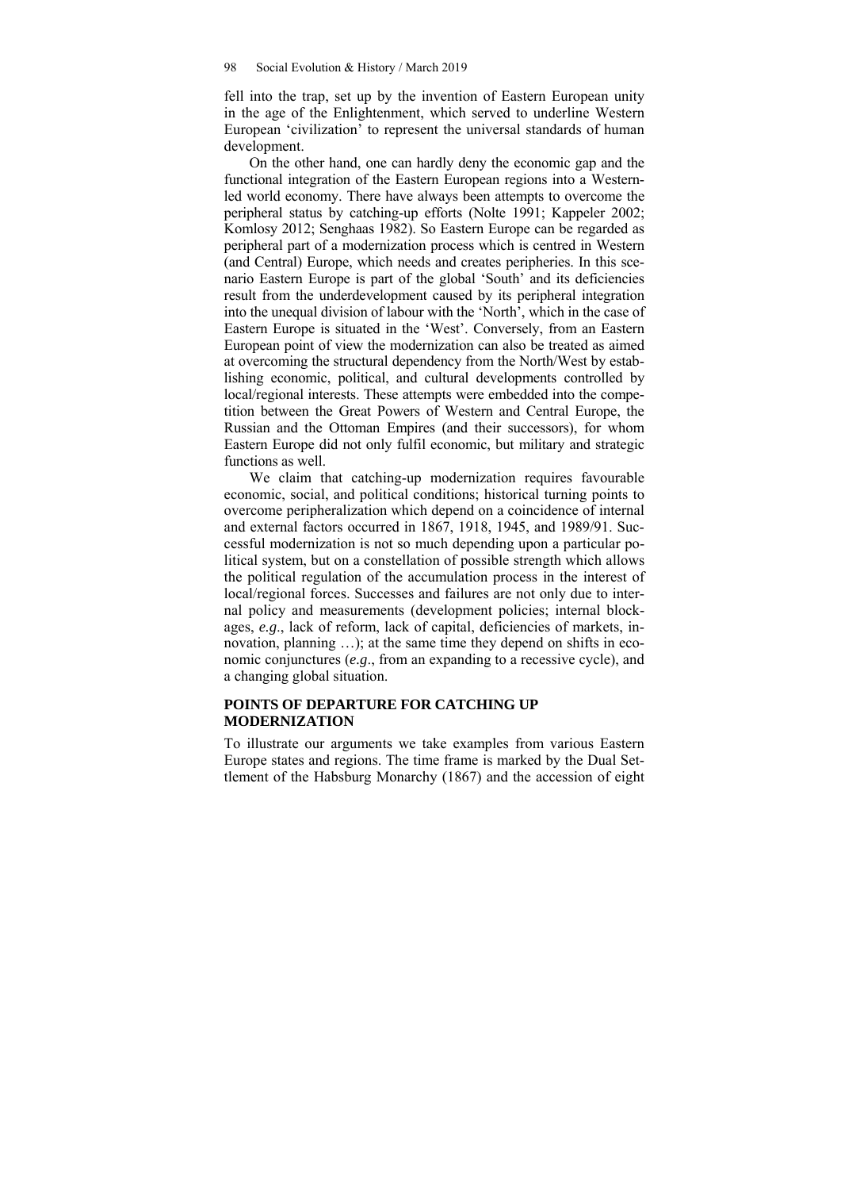fell into the trap, set up by the invention of Eastern European unity in the age of the Enlightenment, which served to underline Western European 'civilization' to represent the universal standards of human development.

On the other hand, one can hardly deny the economic gap and the functional integration of the Eastern European regions into a Western-led world economy. There have always been attempts to overcome the peripheral status by catching-up efforts (Nolte 1991; Kappeler 2002; Komlosy 2012; Senghaas 1982). So Eastern Europe can be regarded as peripheral part of a modernization process which is centred in Western (and Central) Europe, which needs and creates peripheries. In this scenario Eastern Europe is part of the global 'South' and its deficiencies result from the underdevelopment caused by its peripheral integration into the unequal division of labour with the 'North', which in the case of Eastern Europe is situated in the 'West'. Conversely, from an Eastern European point of view the modernization can also be treated as aimed at overcoming the structural dependency from the North/West by establishing economic, political, and cultural developments controlled by local/regional interests. These attempts were embedded into the competition between the Great Powers of Western and Central Europe, the Russian and the Ottoman Empires (and their successors), for whom Eastern Europe did not only fulfil economic, but military and strategic functions as well.

We claim that catching-up modernization requires favourable economic, social, and political conditions; historical turning points to overcome peripheralization which depend on a coincidence of internal and external factors occurred in 1867, 1918, 1945, and 1989/91. Successful modernization is not so much depending upon a particular political system, but on a constellation of possible strength which allows the political regulation of the accumulation process in the interest of local/regional forces. Successes and failures are not only due to internal policy and measurements (development policies; internal blockages, *e.g.*, lack of reform, lack of capital, deficiencies of markets, innovation, planning …); at the same time they depend on shifts in economic conjunctures (*e.g.*, from an expanding to a recessive cycle), and a changing global situation.

## POINTS OF DEPARTURE FOR CATCHING UP MODERNIZATION

To illustrate our arguments we take examples from various Eastern Europe states and regions. The time frame is marked by the Dual Settlement of the Habsburg Monarchy (1867) and the accession of eight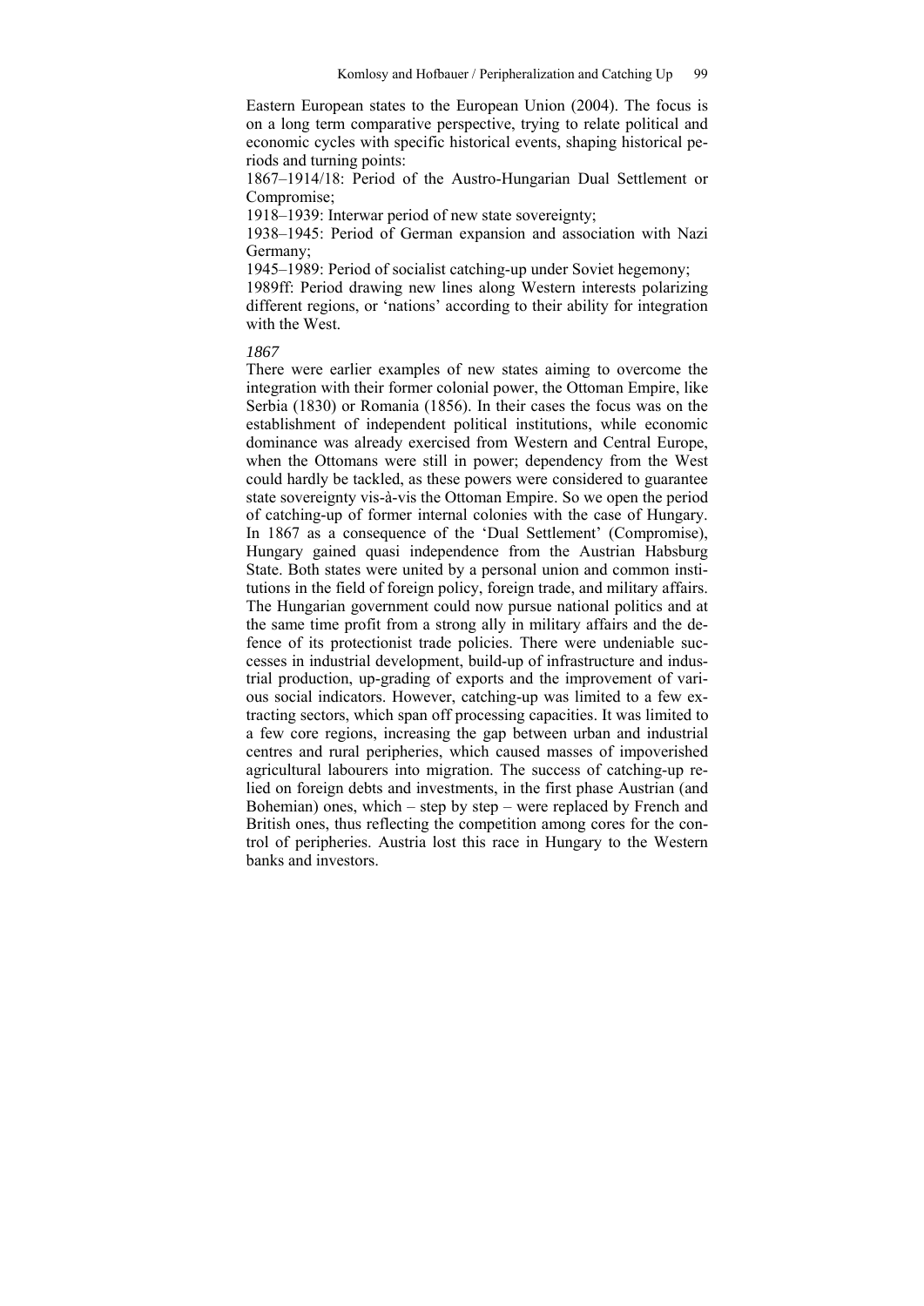Eastern European states to the European Union (2004). The focus is on a long term comparative perspective, trying to relate political and economic cycles with specific historical events, shaping historical periods and turning points:

1867–1914/18: Period of the Austro-Hungarian Dual Settlement or Compromise;

1918–1939: Interwar period of new state sovereignty;

1938–1945: Period of German expansion and association with Nazi Germany;

1945–1989: Period of socialist catching-up under Soviet hegemony;

1989ff: Period drawing new lines along Western interests polarizing different regions, or 'nations' according to their ability for integration with the West.

*1867*

There were earlier examples of new states aiming to overcome the integration with their former colonial power, the Ottoman Empire, like Serbia (1830) or Romania (1856). In their cases the focus was on the establishment of independent political institutions, while economic dominance was already exercised from Western and Central Europe, when the Ottomans were still in power; dependency from the West could hardly be tackled, as these powers were considered to guarantee state sovereignty vis-à-vis the Ottoman Empire. So we open the period of catching-up of former internal colonies with the case of Hungary. In 1867 as a consequence of the 'Dual Settlement' (Compromise), Hungary gained quasi independence from the Austrian Habsburg State. Both states were united by a personal union and common institutions in the field of foreign policy, foreign trade, and military affairs. The Hungarian government could now pursue national politics and at the same time profit from a strong ally in military affairs and the defence of its protectionist trade policies. There were undeniable successes in industrial development, build-up of infrastructure and industrial production, up-grading of exports and the improvement of various social indicators. However, catching-up was limited to a few extracting sectors, which span off processing capacities. It was limited to a few core regions, increasing the gap between urban and industrial centres and rural peripheries, which caused masses of impoverished agricultural labourers into migration. The success of catching-up relied on foreign debts and investments, in the first phase Austrian (and Bohemian) ones, which – step by step – were replaced by French and British ones, thus reflecting the competition among cores for the control of peripheries. Austria lost this race in Hungary to the Western banks and investors.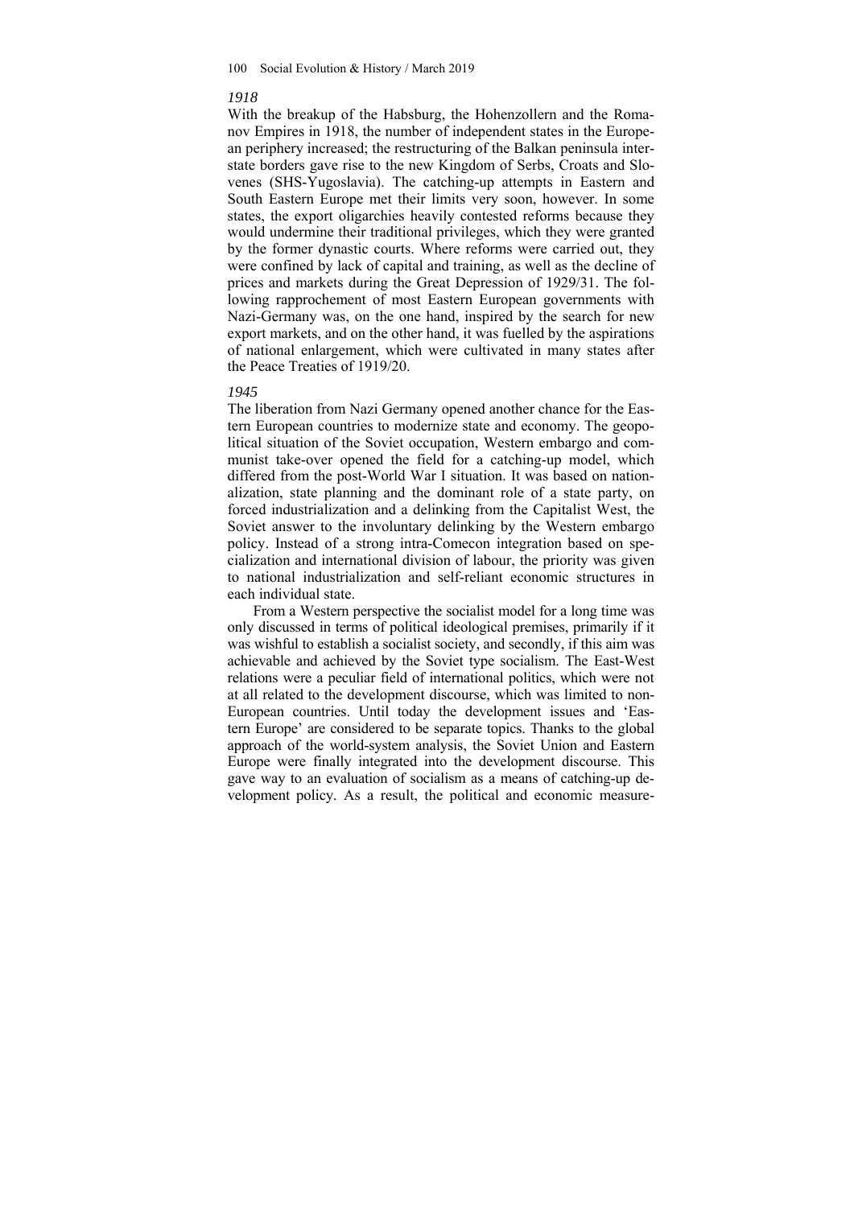*1918*

With the breakup of the Habsburg, the Hohenzollern and the Romanov Empires in 1918, the number of independent states in the European periphery increased; the restructuring of the Balkan peninsula interstate borders gave rise to the new Kingdom of Serbs, Croats and Slovenes (SHS-Yugoslavia). The catching-up attempts in Eastern and South Eastern Europe met their limits very soon, however. In some states, the export oligarchies heavily contested reforms because they would undermine their traditional privileges, which they were granted by the former dynastic courts. Where reforms were carried out, they were confined by lack of capital and training, as well as the decline of prices and markets during the Great Depression of 1929/31. The following rapprochement of most Eastern European governments with Nazi-Germany was, on the one hand, inspired by the search for new export markets, and on the other hand, it was fuelled by the aspirations of national enlargement, which were cultivated in many states after the Peace Treaties of 1919/20.

*1945*

The liberation from Nazi Germany opened another chance for the Eastern European countries to modernize state and economy. The geopolitical situation of the Soviet occupation, Western embargo and communist take-over opened the field for a catching-up model, which differed from the post-World War I situation. It was based on nationalization, state planning and the dominant role of a state party, on forced industrialization and a delinking from the Capitalist West, the Soviet answer to the involuntary delinking by the Western embargo policy. Instead of a strong intra-Comecon integration based on specialization and international division of labour, the priority was given to national industrialization and self-reliant economic structures in each individual state.

From a Western perspective the socialist model for a long time was only discussed in terms of political ideological premises, primarily if it was wishful to establish a socialist society, and secondly, if this aim was achievable and achieved by the Soviet type socialism. The East-West relations were a peculiar field of international politics, which were not at all related to the development discourse, which was limited to non-European countries. Until today the development issues and 'Eastern Europe' are considered to be separate topics. Thanks to the global approach of the world-system analysis, the Soviet Union and Eastern Europe were finally integrated into the development discourse. This gave way to an evaluation of socialism as a means of catching-up development policy. As a result, the political and economic measure-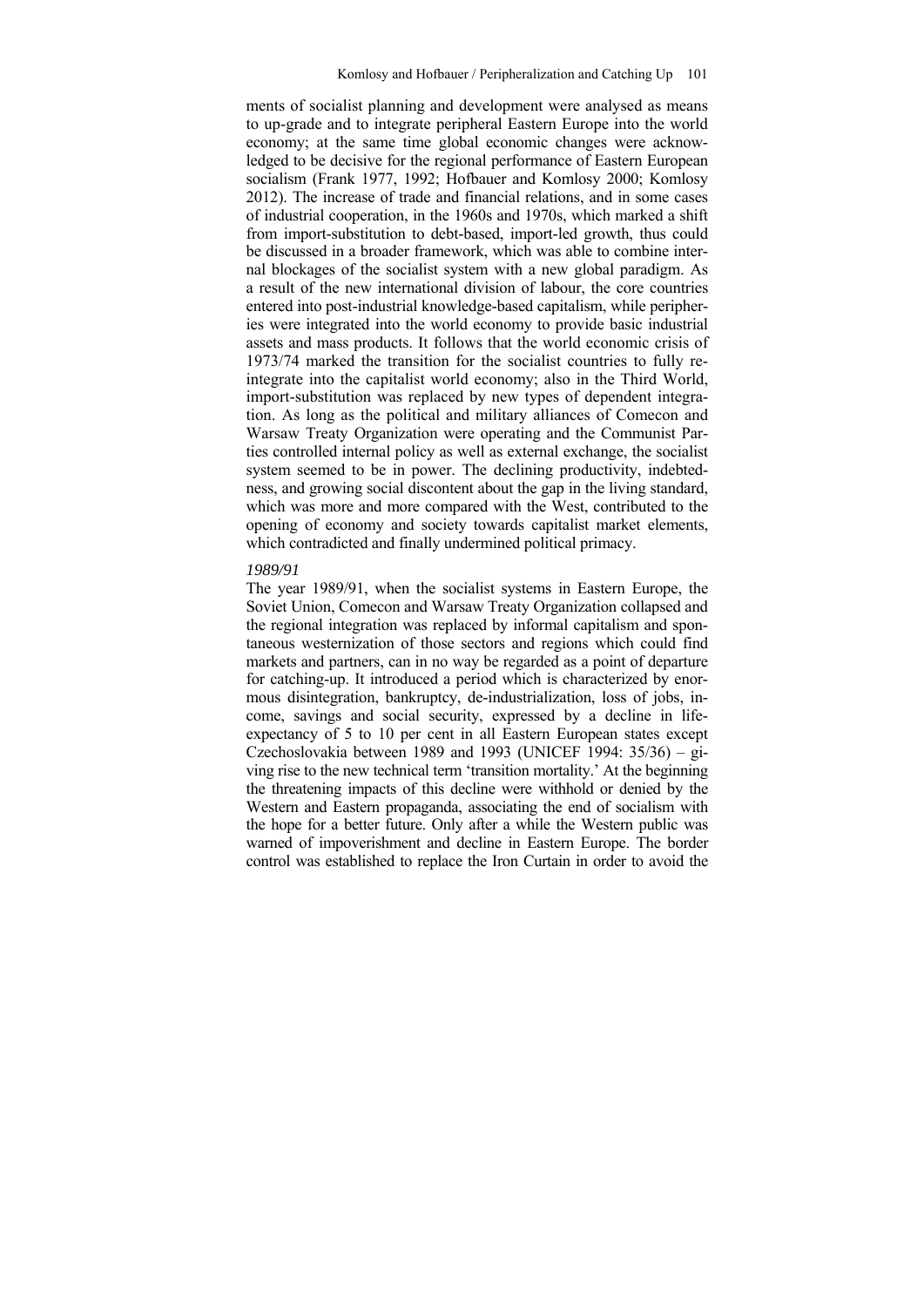ments of socialist planning and development were analysed as means to up-grade and to integrate peripheral Eastern Europe into the world economy; at the same time global economic changes were acknowledged to be decisive for the regional performance of Eastern European socialism (Frank 1977, 1992; Hofbauer and Komlosy 2000; Komlosy 2012). The increase of trade and financial relations, and in some cases of industrial cooperation, in the 1960s and 1970s, which marked a shift from import-substitution to debt-based, import-led growth, thus could be discussed in a broader framework, which was able to combine internal blockages of the socialist system with a new global paradigm. As a result of the new international division of labour, the core countries entered into post-industrial knowledge-based capitalism, while peripheries were integrated into the world economy to provide basic industrial assets and mass products. It follows that the world economic crisis of 1973/74 marked the transition for the socialist countries to fully re-integrate into the capitalist world economy; also in the Third World, import-substitution was replaced by new types of dependent integration. As long as the political and military alliances of Comecon and Warsaw Treaty Organization were operating and the Communist Parties controlled internal policy as well as external exchange, the socialist system seemed to be in power. The declining productivity, indebtedness, and growing social discontent about the gap in the living standard, which was more and more compared with the West, contributed to the opening of economy and society towards capitalist market elements, which contradicted and finally undermined political primacy.

*1989/91*

The year 1989/91, when the socialist systems in Eastern Europe, the Soviet Union, Comecon and Warsaw Treaty Organization collapsed and the regional integration was replaced by informal capitalism and spontaneous westernization of those sectors and regions which could find markets and partners, can in no way be regarded as a point of departure for catching-up. It introduced a period which is characterized by enormous disintegration, bankruptcy, de-industrialization, loss of jobs, income, savings and social security, expressed by a decline in life-expectancy of 5 to 10 per cent in all Eastern European states except Czechoslovakia between 1989 and 1993 (UNICEF 1994: 35/36) – giving rise to the new technical term 'transition mortality.' At the beginning the threatening impacts of this decline were withhold or denied by the Western and Eastern propaganda, associating the end of socialism with the hope for a better future. Only after a while the Western public was warned of impoverishment and decline in Eastern Europe. The border control was established to replace the Iron Curtain in order to avoid the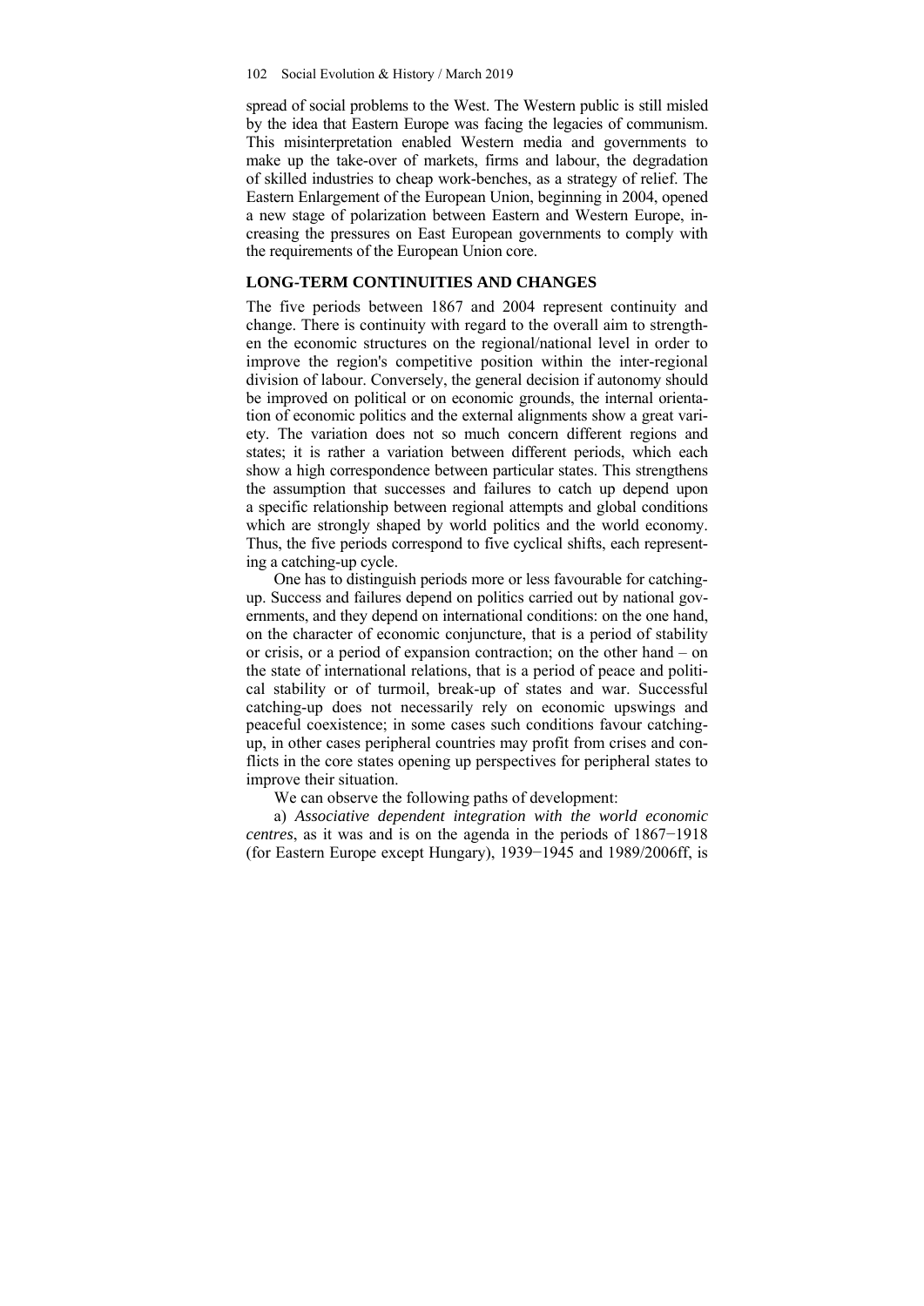spread of social problems to the West. The Western public is still misled by the idea that Eastern Europe was facing the legacies of communism. This misinterpretation enabled Western media and governments to make up the take-over of markets, firms and labour, the degradation of skilled industries to cheap work-benches, as a strategy of relief. The Eastern Enlargement of the European Union, beginning in 2004, opened a new stage of polarization between Eastern and Western Europe, increasing the pressures on East European governments to comply with the requirements of the European Union core.

## LONG-TERM CONTINUITIES AND CHANGES

The five periods between 1867 and 2004 represent continuity and change. There is continuity with regard to the overall aim to strengthen the economic structures on the regional/national level in order to improve the region's competitive position within the inter-regional division of labour. Conversely, the general decision if autonomy should be improved on political or on economic grounds, the internal orientation of economic politics and the external alignments show a great variety. The variation does not so much concern different regions and states; it is rather a variation between different periods, which each show a high correspondence between particular states. This strengthens the assumption that successes and failures to catch up depend upon a specific relationship between regional attempts and global conditions which are strongly shaped by world politics and the world economy. Thus, the five periods correspond to five cyclical shifts, each representing a catching-up cycle.

One has to distinguish periods more or less favourable for catching-up. Success and failures depend on politics carried out by national governments, and they depend on international conditions: on the one hand, on the character of economic conjuncture, that is a period of stability or crisis, or a period of expansion contraction; on the other hand – on the state of international relations, that is a period of peace and political stability or of turmoil, break-up of states and war. Successful catching-up does not necessarily rely on economic upswings and peaceful coexistence; in some cases such conditions favour catching-up, in other cases peripheral countries may profit from crises and conflicts in the core states opening up perspectives for peripheral states to improve their situation.

We can observe the following paths of development:

a) *Associative dependent integration with the world economic centres*, as it was and is on the agenda in the periods of 1867−1918 (for Eastern Europe except Hungary), 1939−1945 and 1989/2006ff, is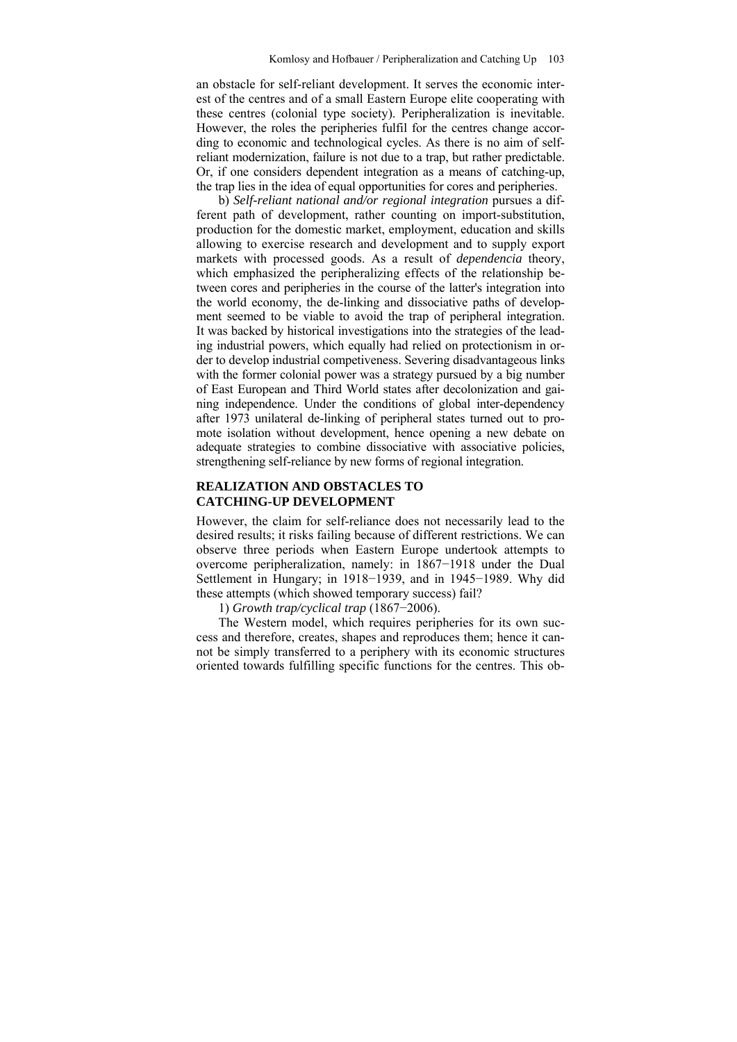an obstacle for self-reliant development. It serves the economic interest of the centres and of a small Eastern Europe elite cooperating with these centres (colonial type society). Peripheralization is inevitable. However, the roles the peripheries fulfil for the centres change according to economic and technological cycles. As there is no aim of self-reliant modernization, failure is not due to a trap, but rather predictable. Or, if one considers dependent integration as a means of catching-up, the trap lies in the idea of equal opportunities for cores and peripheries.

b) *Self-reliant national and/or regional integration* pursues a different path of development, rather counting on import-substitution, production for the domestic market, employment, education and skills allowing to exercise research and development and to supply export markets with processed goods. As a result of *dependencia* theory, which emphasized the peripheralizing effects of the relationship between cores and peripheries in the course of the latter's integration into the world economy, the de-linking and dissociative paths of development seemed to be viable to avoid the trap of peripheral integration. It was backed by historical investigations into the strategies of the leading industrial powers, which equally had relied on protectionism in order to develop industrial competiveness. Severing disadvantageous links with the former colonial power was a strategy pursued by a big number of East European and Third World states after decolonization and gaining independence. Under the conditions of global inter-dependency after 1973 unilateral de-linking of peripheral states turned out to promote isolation without development, hence opening a new debate on adequate strategies to combine dissociative with associative policies, strengthening self-reliance by new forms of regional integration.

## REALIZATION AND OBSTACLES TO CATCHING-UP DEVELOPMENT

However, the claim for self-reliance does not necessarily lead to the desired results; it risks failing because of different restrictions. We can observe three periods when Eastern Europe undertook attempts to overcome peripheralization, namely: in 1867−1918 under the Dual Settlement in Hungary; in 1918−1939, and in 1945−1989. Why did these attempts (which showed temporary success) fail?

1) *Growth trap/cyclical trap* (1867−2006).

The Western model, which requires peripheries for its own success and therefore, creates, shapes and reproduces them; hence it cannot be simply transferred to a periphery with its economic structures oriented towards fulfilling specific functions for the centres. This ob-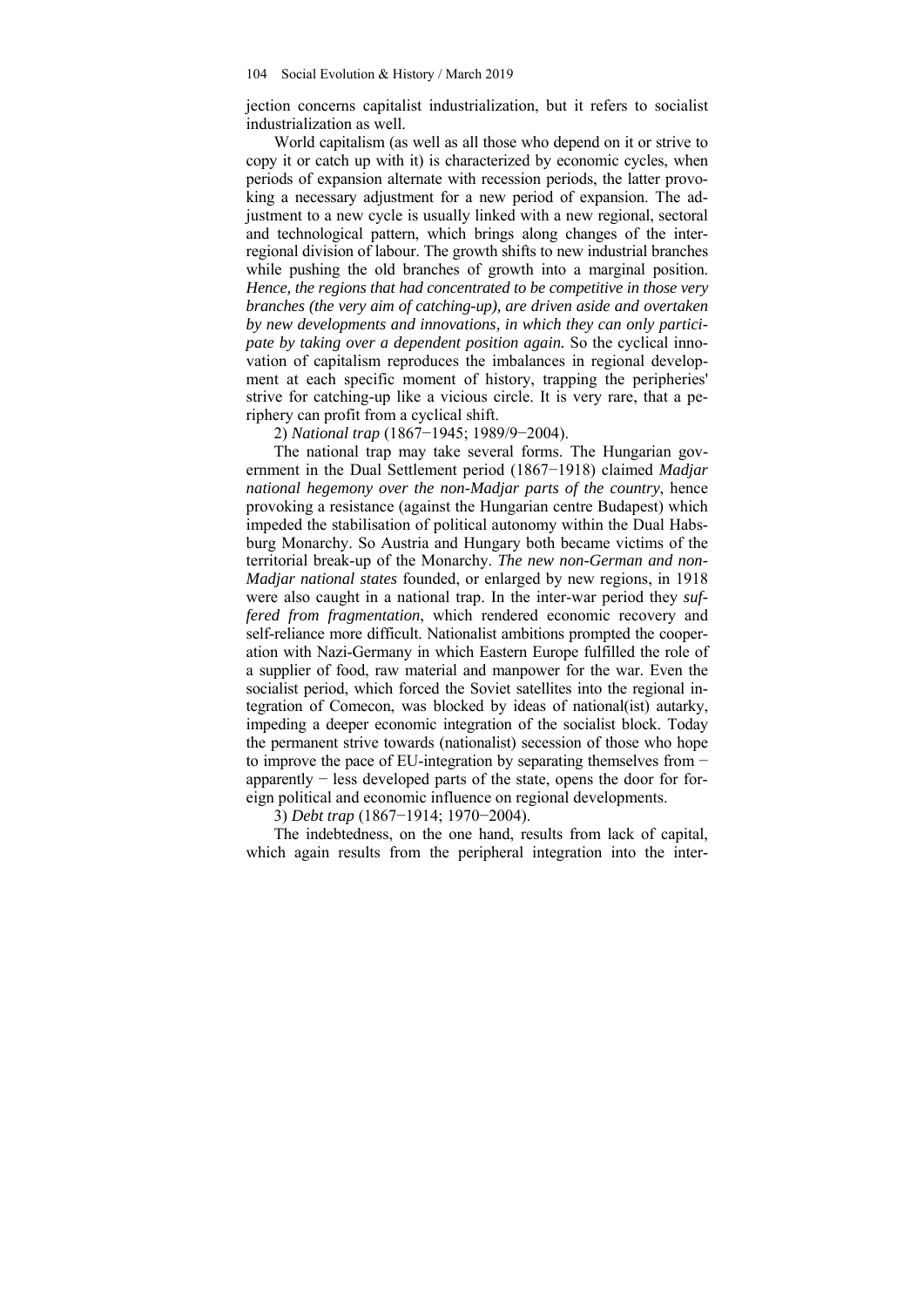jection concerns capitalist industrialization, but it refers to socialist industrialization as well.

World capitalism (as well as all those who depend on it or strive to copy it or catch up with it) is characterized by economic cycles, when periods of expansion alternate with recession periods, the latter provoking a necessary adjustment for a new period of expansion. The adjustment to a new cycle is usually linked with a new regional, sectoral and technological pattern, which brings along changes of the interregional division of labour. The growth shifts to new industrial branches while pushing the old branches of growth into a marginal position. *Hence, the regions that had concentrated to be competitive in those very branches (the very aim of catching-up), are driven aside and overtaken by new developments and innovations, in which they can only participate by taking over a dependent position again.* So the cyclical innovation of capitalism reproduces the imbalances in regional development at each specific moment of history, trapping the peripheries' strive for catching-up like a vicious circle. It is very rare, that a periphery can profit from a cyclical shift.

2) *National trap* (1867−1945; 1989/9−2004).

The national trap may take several forms. The Hungarian government in the Dual Settlement period (1867−1918) claimed *Madjar national hegemony over the non-Madjar parts of the country*, hence provoking a resistance (against the Hungarian centre Budapest) which impeded the stabilisation of political autonomy within the Dual Habsburg Monarchy. So Austria and Hungary both became victims of the territorial break-up of the Monarchy. *The new non-German and non-Madjar national states* founded, or enlarged by new regions, in 1918 were also caught in a national trap. In the inter-war period they *suffered from fragmentation*, which rendered economic recovery and self-reliance more difficult. Nationalist ambitions prompted the cooperation with Nazi-Germany in which Eastern Europe fulfilled the role of a supplier of food, raw material and manpower for the war. Even the socialist period, which forced the Soviet satellites into the regional integration of Comecon, was blocked by ideas of national(ist) autarky, impeding a deeper economic integration of the socialist block. Today the permanent strive towards (nationalist) secession of those who hope to improve the pace of EU-integration by separating themselves from − apparently − less developed parts of the state, opens the door for foreign political and economic influence on regional developments.

3) *Debt trap* (1867−1914; 1970−2004).

The indebtedness, on the one hand, results from lack of capital, which again results from the peripheral integration into the inter-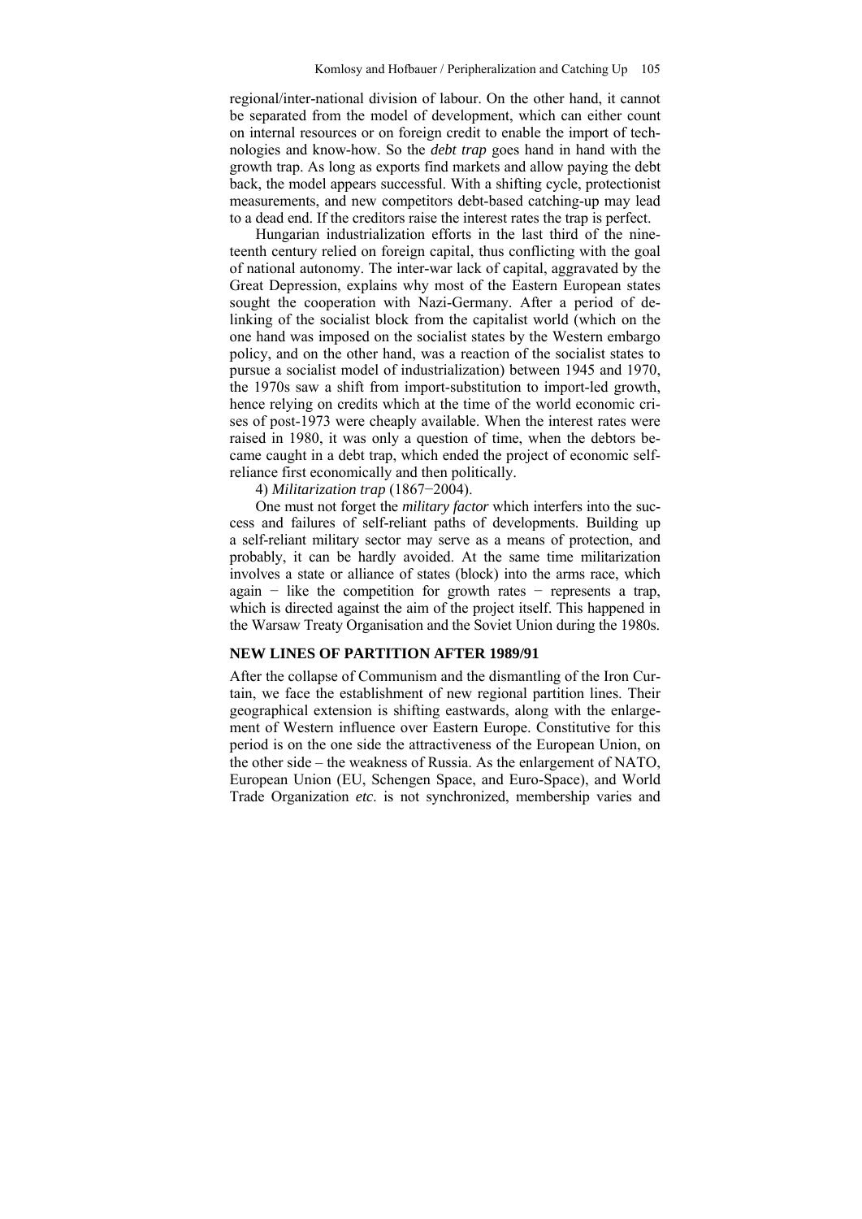regional/inter-national division of labour. On the other hand, it cannot be separated from the model of development, which can either count on internal resources or on foreign credit to enable the import of technologies and know-how. So the *debt trap* goes hand in hand with the growth trap. As long as exports find markets and allow paying the debt back, the model appears successful. With a shifting cycle, protectionist measurements, and new competitors debt-based catching-up may lead to a dead end. If the creditors raise the interest rates the trap is perfect.

Hungarian industrialization efforts in the last third of the nineteenth century relied on foreign capital, thus conflicting with the goal of national autonomy. The inter-war lack of capital, aggravated by the Great Depression, explains why most of the Eastern European states sought the cooperation with Nazi-Germany. After a period of delinking of the socialist block from the capitalist world (which on the one hand was imposed on the socialist states by the Western embargo policy, and on the other hand, was a reaction of the socialist states to pursue a socialist model of industrialization) between 1945 and 1970, the 1970s saw a shift from import-substitution to import-led growth, hence relying on credits which at the time of the world economic crises of post-1973 were cheaply available. When the interest rates were raised in 1980, it was only a question of time, when the debtors became caught in a debt trap, which ended the project of economic self-reliance first economically and then politically.

4) *Militarization trap* (1867−2004).

One must not forget the *military factor* which interfers into the success and failures of self-reliant paths of developments. Building up a self-reliant military sector may serve as a means of protection, and probably, it can be hardly avoided. At the same time militarization involves a state or alliance of states (block) into the arms race, which again − like the competition for growth rates − represents a trap, which is directed against the aim of the project itself. This happened in the Warsaw Treaty Organisation and the Soviet Union during the 1980s.

## NEW LINES OF PARTITION AFTER 1989/91

After the collapse of Communism and the dismantling of the Iron Curtain, we face the establishment of new regional partition lines. Their geographical extension is shifting eastwards, along with the enlargement of Western influence over Eastern Europe. Constitutive for this period is on the one side the attractiveness of the European Union, on the other side – the weakness of Russia. As the enlargement of NATO, European Union (EU, Schengen Space, and Euro-Space), and World Trade Organization *etc.* is not synchronized, membership varies and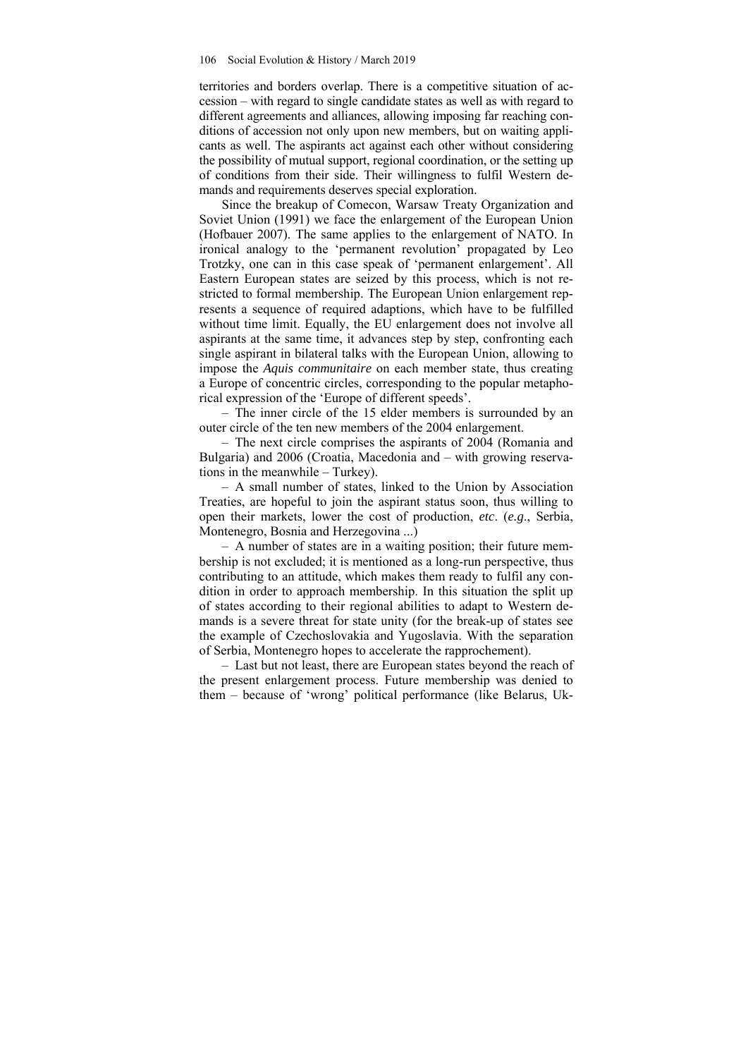territories and borders overlap. There is a competitive situation of accession – with regard to single candidate states as well as with regard to different agreements and alliances, allowing imposing far reaching conditions of accession not only upon new members, but on waiting applicants as well. The aspirants act against each other without considering the possibility of mutual support, regional coordination, or the setting up of conditions from their side. Their willingness to fulfil Western demands and requirements deserves special exploration.

Since the breakup of Comecon, Warsaw Treaty Organization and Soviet Union (1991) we face the enlargement of the European Union (Hofbauer 2007). The same applies to the enlargement of NATO. In ironical analogy to the 'permanent revolution' propagated by Leo Trotzky, one can in this case speak of 'permanent enlargement'. All Eastern European states are seized by this process, which is not restricted to formal membership. The European Union enlargement represents a sequence of required adaptions, which have to be fulfilled without time limit. Equally, the EU enlargement does not involve all aspirants at the same time, it advances step by step, confronting each single aspirant in bilateral talks with the European Union, allowing to impose the *Aquis communitaire* on each member state, thus creating a Europe of concentric circles, corresponding to the popular metaphorical expression of the 'Europe of different speeds'.

– The inner circle of the 15 elder members is surrounded by an outer circle of the ten new members of the 2004 enlargement.

– The next circle comprises the aspirants of 2004 (Romania and Bulgaria) and 2006 (Croatia, Macedonia and – with growing reservations in the meanwhile – Turkey).

– A small number of states, linked to the Union by Association Treaties, are hopeful to join the aspirant status soon, thus willing to open their markets, lower the cost of production, *etc*. (*e.g*., Serbia, Montenegro, Bosnia and Herzegovina ...)

– A number of states are in a waiting position; their future membership is not excluded; it is mentioned as a long-run perspective, thus contributing to an attitude, which makes them ready to fulfil any condition in order to approach membership. In this situation the split up of states according to their regional abilities to adapt to Western demands is a severe threat for state unity (for the break-up of states see the example of Czechoslovakia and Yugoslavia. With the separation of Serbia, Montenegro hopes to accelerate the rapprochement).

– Last but not least, there are European states beyond the reach of the present enlargement process. Future membership was denied to them – because of 'wrong' political performance (like Belarus, Uk-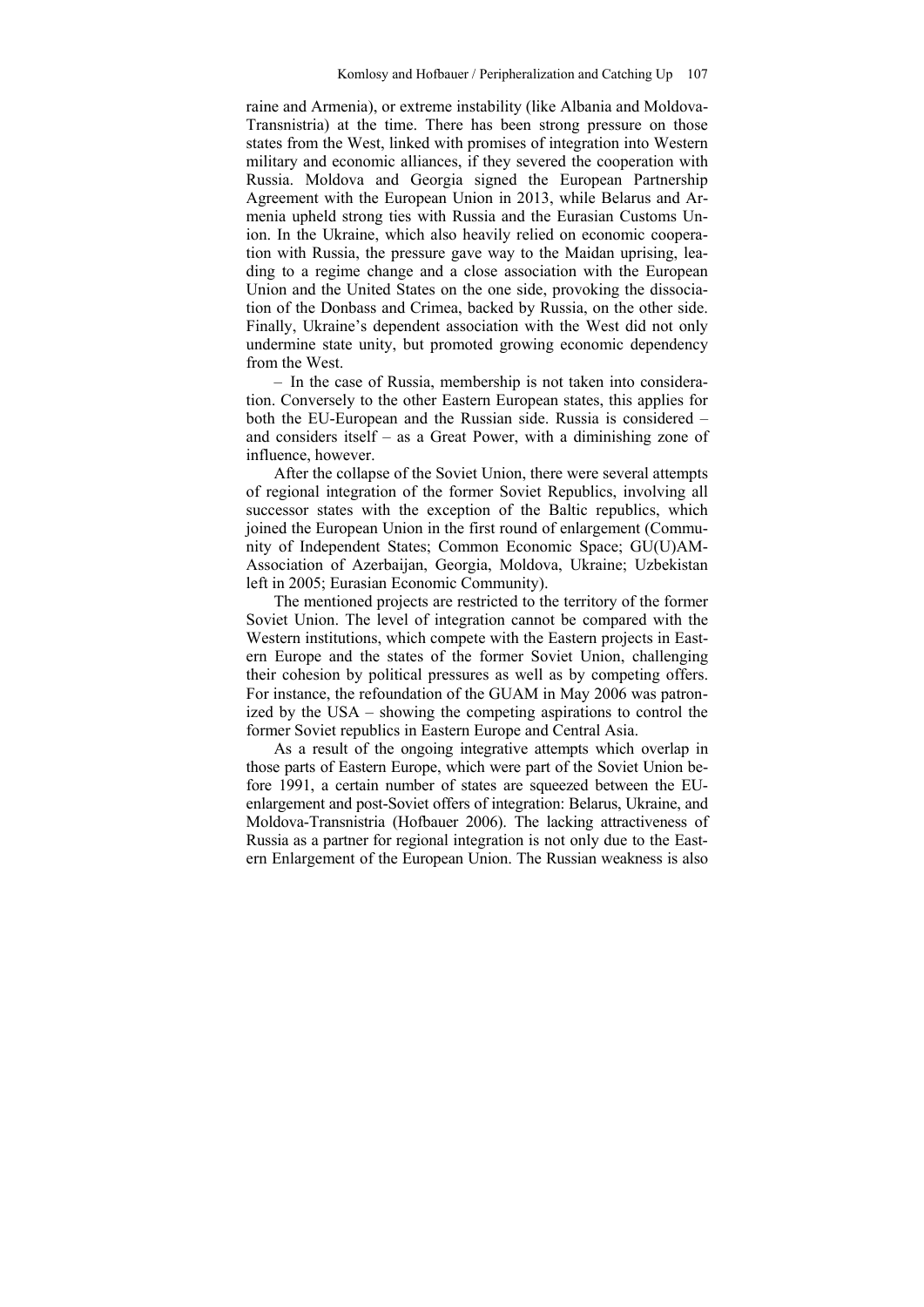raine and Armenia), or extreme instability (like Albania and Moldova-Transnistria) at the time. There has been strong pressure on those states from the West, linked with promises of integration into Western military and economic alliances, if they severed the cooperation with Russia. Moldova and Georgia signed the European Partnership Agreement with the European Union in 2013, while Belarus and Armenia upheld strong ties with Russia and the Eurasian Customs Union. In the Ukraine, which also heavily relied on economic cooperation with Russia, the pressure gave way to the Maidan uprising, leading to a regime change and a close association with the European Union and the United States on the one side, provoking the dissociation of the Donbass and Crimea, backed by Russia, on the other side. Finally, Ukraine's dependent association with the West did not only undermine state unity, but promoted growing economic dependency from the West.

– In the case of Russia, membership is not taken into consideration. Conversely to the other Eastern European states, this applies for both the EU-European and the Russian side. Russia is considered – and considers itself – as a Great Power, with a diminishing zone of influence, however.

After the collapse of the Soviet Union, there were several attempts of regional integration of the former Soviet Republics, involving all successor states with the exception of the Baltic republics, which joined the European Union in the first round of enlargement (Community of Independent States; Common Economic Space; GU(U)AM-Association of Azerbaijan, Georgia, Moldova, Ukraine; Uzbekistan left in 2005; Eurasian Economic Community).

The mentioned projects are restricted to the territory of the former Soviet Union. The level of integration cannot be compared with the Western institutions, which compete with the Eastern projects in Eastern Europe and the states of the former Soviet Union, challenging their cohesion by political pressures as well as by competing offers. For instance, the refoundation of the GUAM in May 2006 was patronized by the USA – showing the competing aspirations to control the former Soviet republics in Eastern Europe and Central Asia.

As a result of the ongoing integrative attempts which overlap in those parts of Eastern Europe, which were part of the Soviet Union before 1991, a certain number of states are squeezed between the EU-enlargement and post-Soviet offers of integration: Belarus, Ukraine, and Moldova-Transnistria (Hofbauer 2006). The lacking attractiveness of Russia as a partner for regional integration is not only due to the Eastern Enlargement of the European Union. The Russian weakness is also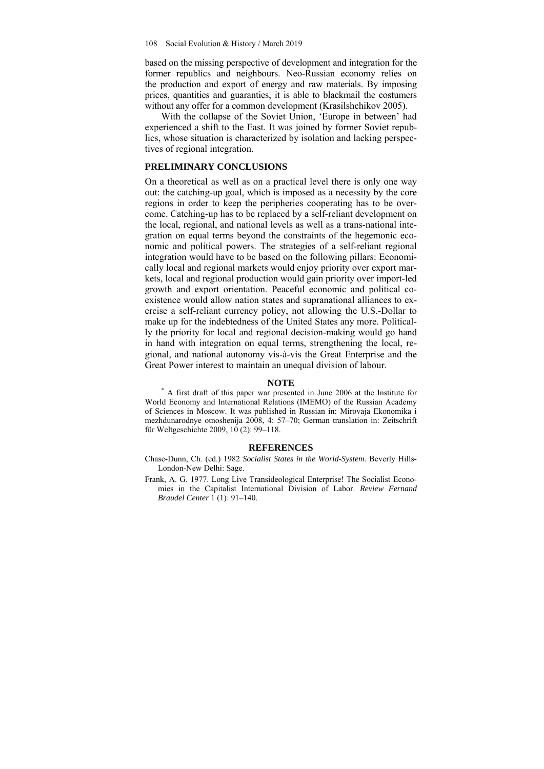based on the missing perspective of development and integration for the former republics and neighbours. Neo-Russian economy relies on the production and export of energy and raw materials. By imposing prices, quantities and guaranties, it is able to blackmail the costumers without any offer for a common development (Krasilshchikov 2005).

With the collapse of the Soviet Union, 'Europe in between' had experienced a shift to the East. It was joined by former Soviet republics, whose situation is characterized by isolation and lacking perspectives of regional integration.

## PRELIMINARY CONCLUSIONS

On a theoretical as well as on a practical level there is only one way out: the catching-up goal, which is imposed as a necessity by the core regions in order to keep the peripheries cooperating has to be overcome. Catching-up has to be replaced by a self-reliant development on the local, regional, and national levels as well as a trans-national integration on equal terms beyond the constraints of the hegemonic economic and political powers. The strategies of a self-reliant regional integration would have to be based on the following pillars: Economically local and regional markets would enjoy priority over export markets, local and regional production would gain priority over import-led growth and export orientation. Peaceful economic and political coexistence would allow nation states and supranational alliances to exercise a self-reliant currency policy, not allowing the U.S.-Dollar to make up for the indebtedness of the United States any more. Politically the priority for local and regional decision-making would go hand in hand with integration on equal terms, strengthening the local, regional, and national autonomy vis-à-vis the Great Enterprise and the Great Power interest to maintain an unequal division of labour.

## NOTE

* A first draft of this paper war presented in June 2006 at the Institute for World Economy and International Relations (IMEMO) of the Russian Academy of Sciences in Moscow. It was published in Russian in: Mirovaja Ekonomika i mezhdunarodnye otnoshenija 2008, 4: 57–70; German translation in: Zeitschrift für Weltgeschichte 2009, 10 (2): 99–118.

## REFERENCES

Chase-Dunn, Ch. (ed.) 1982 *Socialist States in the World-System*. Beverly Hills-London-New Delhi: Sage.

Frank, A. G. 1977. Long Live Transideological Enterprise! The Socialist Economies in the Capitalist International Division of Labor. *Review Fernand Braudel Center* 1 (1): 91–140.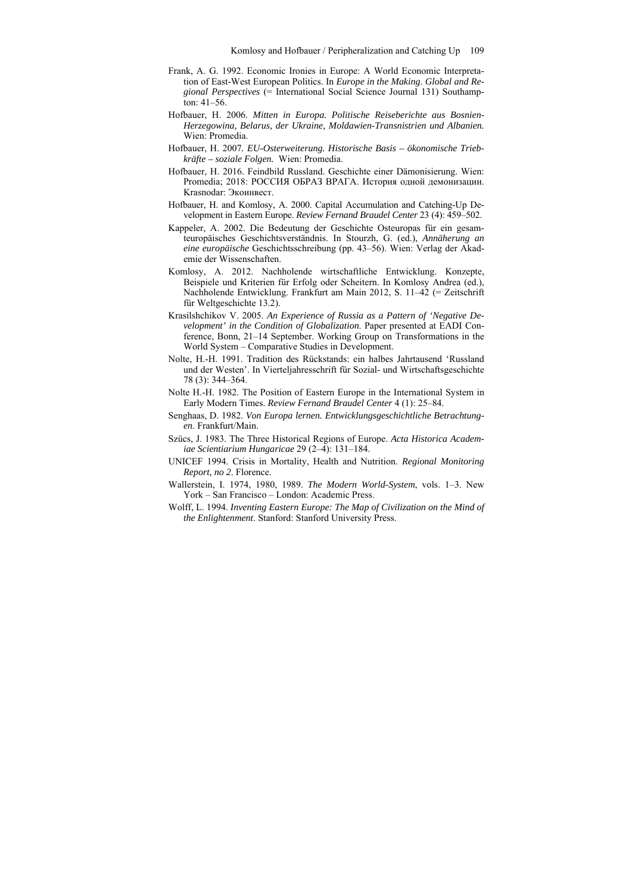Frank, A. G. 1992. Economic Ironies in Europe: A World Economic Interpretation of East-West European Politics. In *Europe in the Making. Global and Regional Perspectives* (= International Social Science Journal 131) Southampton: 41–56.

Hofbauer, H. 2006. *Mitten in Europa. Politische Reiseberichte aus Bosnien-Herzegowina, Belarus, der Ukraine, Moldawien-Transnistrien und Albanien.* Wien: Promedia.

Hofbauer, H. 2007. *EU-Osterweiterung. Historische Basis – ökonomische Triebkräfte – soziale Folgen.* Wien: Promedia.

Hofbauer, H. 2016. Feindbild Russland. Geschichte einer Dämonisierung. Wien: Promedia; 2018: РОССИЯ ОБРАЗ ВРАГА. История одной демонизации. Krasnodar: Экоинвест.

Hofbauer, H. and Komlosy, A. 2000. Capital Accumulation and Catching-Up Development in Eastern Europe. *Review Fernand Braudel Center* 23 (4): 459–502.

Kappeler, A. 2002. Die Bedeutung der Geschichte Osteuropas für ein gesamteuropäisches Geschichtsverständnis. In Stourzh, G. (ed.), *Annäherung an eine europäische* Geschichtsschreibung (pp. 43–56). Wien: Verlag der Akademie der Wissenschaften.

Komlosy, A. 2012. Nachholende wirtschaftliche Entwicklung. Konzepte, Beispiele und Kriterien für Erfolg oder Scheitern. In Komlosy Andrea (ed.), Nachholende Entwicklung. Frankfurt am Main 2012, S. 11–42 (= Zeitschrift für Weltgeschichte 13.2).

Krasilshchikov V. 2005. *An Experience of Russia as a Pattern of 'Negative Development' in the Condition of Globalization.* Paper presented at EADI Conference, Bonn, 21–14 September. Working Group on Transformations in the World System – Comparative Studies in Development.

Nolte, H.-H. 1991. Tradition des Rückstands: ein halbes Jahrtausend 'Russland und der Westen'. In Vierteljahresschrift für Sozial- und Wirtschaftsgeschichte 78 (3): 344–364.

Nolte H.-H. 1982. The Position of Eastern Europe in the International System in Early Modern Times. *Review Fernand Braudel Center* 4 (1): 25–84.

Senghaas, D. 1982. *Von Europa lernen. Entwicklungsgeschichtliche Betrachtungen*. Frankfurt/Main.

Szücs, J. 1983. The Three Historical Regions of Europe. *Acta Historica Academiae Scientiarium Hungaricae* 29 (2–4): 131–184.

UNICEF 1994. Crisis in Mortality, Health and Nutrition. *Regional Monitoring Report, no 2*. Florence.

Wallerstein, I. 1974, 1980, 1989. *The Modern World-System*, vols. 1–3. New York – San Francisco – London: Academic Press.

Wolff, L. 1994. *Inventing Eastern Europe: The Map of Civilization on the Mind of the Enlightenment*. Stanford: Stanford University Press.